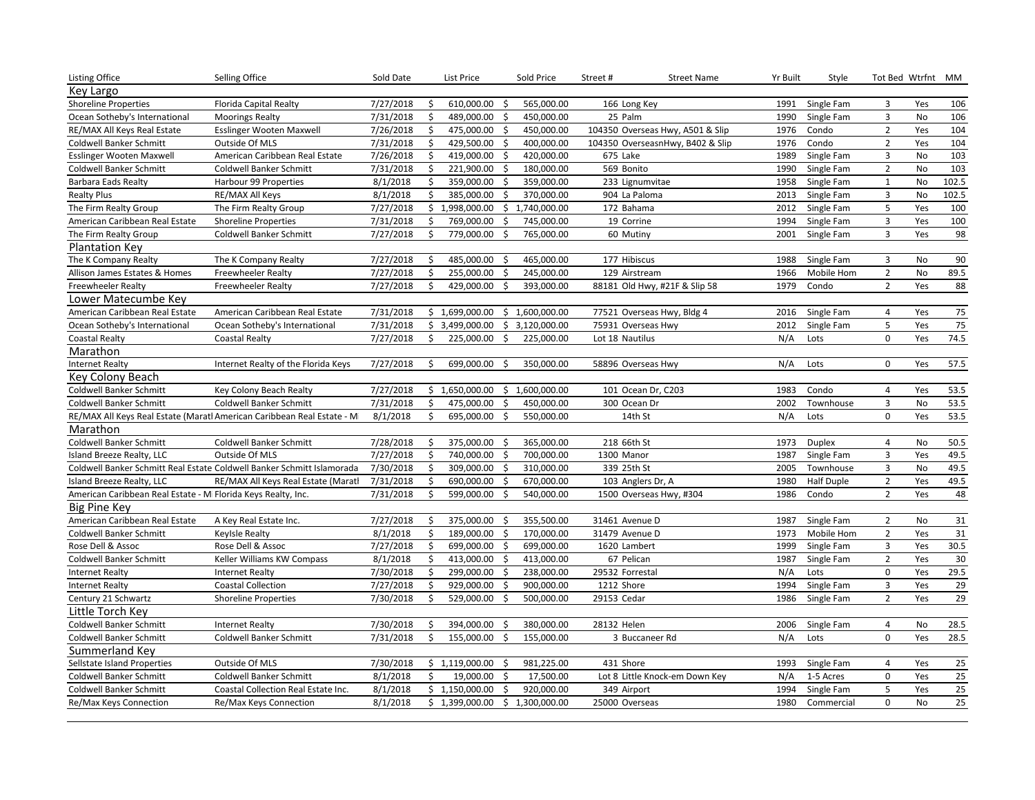| Listing Office | Selling Office | Sold Date | List Price | Sold Price | Street # | Street Name | Yr Built | Style | Tot Bed | Wtrfnt | MM |
|---|---|---|---|---|---|---|---|---|---|---|---|
| **Key Largo** | | | | | | | | | | | |
| Shoreline Properties | Florida Capital Realty | 7/27/2018 | $ 610,000.00 | $ 565,000.00 | 166 | Long Key | 1991 | Single Fam | 3 | Yes | 106 |
| Ocean Sotheby's International | Moorings Realty | 7/31/2018 | $ 489,000.00 | $ 450,000.00 | 25 | Palm | 1990 | Single Fam | 3 | No | 106 |
| RE/MAX All Keys Real Estate | Esslinger Wooten Maxwell | 7/26/2018 | $ 475,000.00 | $ 450,000.00 | 104350 | Overseas Hwy, A501 & Slip | 1976 | Condo | 2 | Yes | 104 |
| Coldwell Banker Schmitt | Outside Of MLS | 7/31/2018 | $ 429,500.00 | $ 400,000.00 | 104350 | OverseasnHwy, B402 & Slip | 1976 | Condo | 2 | Yes | 104 |
| Esslinger Wooten Maxwell | American Caribbean Real Estate | 7/26/2018 | $ 419,000.00 | $ 420,000.00 | 675 | Lake | 1989 | Single Fam | 3 | No | 103 |
| Coldwell Banker Schmitt | Coldwell Banker Schmitt | 7/31/2018 | $ 221,900.00 | $ 180,000.00 | 569 | Bonito | 1990 | Single Fam | 2 | No | 103 |
| Barbara Eads Realty | Harbour 99 Properties | 8/1/2018 | $ 359,000.00 | $ 359,000.00 | 233 | Lignumvitae | 1958 | Single Fam | 1 | No | 102.5 |
| Realty Plus | RE/MAX All Keys | 8/1/2018 | $ 385,000.00 | $ 370,000.00 | 904 | La Paloma | 2013 | Single Fam | 3 | No | 102.5 |
| The Firm Realty Group | The Firm Realty Group | 7/27/2018 | $ 1,998,000.00 | $ 1,740,000.00 | 172 | Bahama | 2012 | Single Fam | 5 | Yes | 100 |
| American Caribbean Real Estate | Shoreline Properties | 7/31/2018 | $ 769,000.00 | $ 745,000.00 | 19 | Corrine | 1994 | Single Fam | 3 | Yes | 100 |
| The Firm Realty Group | Coldwell Banker Schmitt | 7/27/2018 | $ 779,000.00 | $ 765,000.00 | 60 | Mutiny | 2001 | Single Fam | 3 | Yes | 98 |
| **Plantation Key** | | | | | | | | | | | |
| The K Company Realty | The K Company Realty | 7/27/2018 | $ 485,000.00 | $ 465,000.00 | 177 | Hibiscus | 1988 | Single Fam | 3 | No | 90 |
| Allison James Estates & Homes | Freewheeler Realty | 7/27/2018 | $ 255,000.00 | $ 245,000.00 | 129 | Airstream | 1966 | Mobile Hom | 2 | No | 89.5 |
| Freewheeler Realty | Freewheeler Realty | 7/27/2018 | $ 429,000.00 | $ 393,000.00 | 88181 | Old Hwy, #21F & Slip 58 | 1979 | Condo | 2 | Yes | 88 |
| **Lower Matecumbe Key** | | | | | | | | | | | |
| American Caribbean Real Estate | American Caribbean Real Estate | 7/31/2018 | $ 1,699,000.00 | $ 1,600,000.00 | 77521 | Overseas Hwy, Bldg 4 | 2016 | Single Fam | 4 | Yes | 75 |
| Ocean Sotheby's International | Ocean Sotheby's International | 7/31/2018 | $ 3,499,000.00 | $ 3,120,000.00 | 75931 | Overseas Hwy | 2012 | Single Fam | 5 | Yes | 75 |
| Coastal Realty | Coastal Realty | 7/27/2018 | $ 225,000.00 | $ 225,000.00 | Lot 18 | Nautilus | N/A | Lots | 0 | Yes | 74.5 |
| **Marathon** | | | | | | | | | | | |
| Internet Realty | Internet Realty of the Florida Keys | 7/27/2018 | $ 699,000.00 | $ 350,000.00 | 58896 | Overseas Hwy | N/A | Lots | 0 | Yes | 57.5 |
| **Key Colony Beach** | | | | | | | | | | | |
| Coldwell Banker Schmitt | Key Colony Beach Realty | 7/27/2018 | $ 1,650,000.00 | $ 1,600,000.00 | 101 | Ocean Dr, C203 | 1983 | Condo | 4 | Yes | 53.5 |
| Coldwell Banker Schmitt | Coldwell Banker Schmitt | 7/31/2018 | $ 475,000.00 | $ 450,000.00 | 300 | Ocean Dr | 2002 | Townhouse | 3 | No | 53.5 |
| RE/MAX All Keys Real Estate (Maratl | American Caribbean Real Estate - M | 8/1/2018 | $ 695,000.00 | $ 550,000.00 | | 14th St | N/A | Lots | 0 | Yes | 53.5 |
| **Marathon** | | | | | | | | | | | |
| Coldwell Banker Schmitt | Coldwell Banker Schmitt | 7/28/2018 | $ 375,000.00 | $ 365,000.00 | 218 | 66th St | 1973 | Duplex | 4 | No | 50.5 |
| Island Breeze Realty, LLC | Outside Of MLS | 7/27/2018 | $ 740,000.00 | $ 700,000.00 | 1300 | Manor | 1987 | Single Fam | 3 | Yes | 49.5 |
| Coldwell Banker Schmitt Real Estate | Coldwell Banker Schmitt Islamorada | 7/30/2018 | $ 309,000.00 | $ 310,000.00 | 339 | 25th St | 2005 | Townhouse | 3 | No | 49.5 |
| Island Breeze Realty, LLC | RE/MAX All Keys Real Estate (Maratl | 7/31/2018 | $ 690,000.00 | $ 670,000.00 | 103 | Anglers Dr, A | 1980 | Half Duple | 2 | Yes | 49.5 |
| American Caribbean Real Estate - M | Florida Keys Realty, Inc. | 7/31/2018 | $ 599,000.00 | $ 540,000.00 | 1500 | Overseas Hwy, #304 | 1986 | Condo | 2 | Yes | 48 |
| **Big Pine Key** | | | | | | | | | | | |
| American Caribbean Real Estate | A Key Real Estate Inc. | 7/27/2018 | $ 375,000.00 | $ 355,500.00 | 31461 | Avenue D | 1987 | Single Fam | 2 | No | 31 |
| Coldwell Banker Schmitt | KeyIsle Realty | 8/1/2018 | $ 189,000.00 | $ 170,000.00 | 31479 | Avenue D | 1973 | Mobile Hom | 2 | Yes | 31 |
| Rose Dell & Assoc | Rose Dell & Assoc | 7/27/2018 | $ 699,000.00 | $ 699,000.00 | 1620 | Lambert | 1999 | Single Fam | 3 | Yes | 30.5 |
| Coldwell Banker Schmitt | Keller Williams KW Compass | 8/1/2018 | $ 413,000.00 | $ 413,000.00 | 67 | Pelican | 1987 | Single Fam | 2 | Yes | 30 |
| Internet Realty | Internet Realty | 7/30/2018 | $ 299,000.00 | $ 238,000.00 | 29532 | Forrestal | N/A | Lots | 0 | Yes | 29.5 |
| Internet Realty | Coastal Collection | 7/27/2018 | $ 929,000.00 | $ 900,000.00 | 1212 | Shore | 1994 | Single Fam | 3 | Yes | 29 |
| Century 21 Schwartz | Shoreline Properties | 7/30/2018 | $ 529,000.00 | $ 500,000.00 | 29153 | Cedar | 1986 | Single Fam | 2 | Yes | 29 |
| **Little Torch Key** | | | | | | | | | | | |
| Coldwell Banker Schmitt | Internet Realty | 7/30/2018 | $ 394,000.00 | $ 380,000.00 | 28132 | Helen | 2006 | Single Fam | 4 | No | 28.5 |
| Coldwell Banker Schmitt | Coldwell Banker Schmitt | 7/31/2018 | $ 155,000.00 | $ 155,000.00 | 3 | Buccaneer Rd | N/A | Lots | 0 | Yes | 28.5 |
| **Summerland Key** | | | | | | | | | | | |
| Sellstate Island Properties | Outside Of MLS | 7/30/2018 | $ 1,119,000.00 | $ 981,225.00 | 431 | Shore | 1993 | Single Fam | 4 | Yes | 25 |
| Coldwell Banker Schmitt | Coldwell Banker Schmitt | 8/1/2018 | $ 19,000.00 | $ 17,500.00 | Lot 8 | Little Knock-em Down Key | N/A | 1-5 Acres | 0 | Yes | 25 |
| Coldwell Banker Schmitt | Coastal Collection Real Estate Inc. | 8/1/2018 | $ 1,150,000.00 | $ 920,000.00 | 349 | Airport | 1994 | Single Fam | 5 | Yes | 25 |
| Re/Max Keys Connection | Re/Max Keys Connection | 8/1/2018 | $ 1,399,000.00 | $ 1,300,000.00 | 25000 | Overseas | 1980 | Commercial | 0 | No | 25 |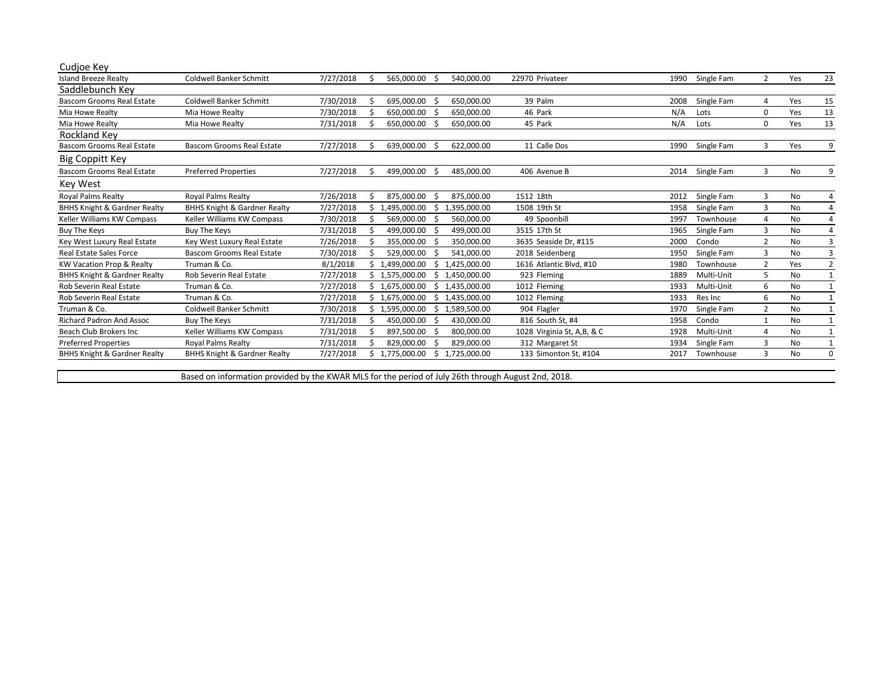| | | | | | | | | | | |
|---|---|---|---|---|---|---|---|---|---|---|
| **Cudjoe Key** | | | | | | | | | | |
| Island Breeze Realty | Coldwell Banker Schmitt | 7/27/2018 | $ 565,000.00 | $ 540,000.00 | 22970 Privateer | 1990 | Single Fam | 2 | Yes | 23 |
| **Saddlebunch Key** | | | | | | | | | | |
| Bascom Grooms Real Estate | Coldwell Banker Schmitt | 7/30/2018 | $ 695,000.00 | $ 650,000.00 | 39 Palm | 2008 | Single Fam | 4 | Yes | 15 |
| Mia Howe Realty | Mia Howe Realty | 7/30/2018 | $ 650,000.00 | $ 650,000.00 | 46 Park | N/A | Lots | 0 | Yes | 13 |
| Mia Howe Realty | Mia Howe Realty | 7/31/2018 | $ 650,000.00 | $ 650,000.00 | 45 Park | N/A | Lots | 0 | Yes | 13 |
| **Rockland Key** | | | | | | | | | | |
| Bascom Grooms Real Estate | Bascom Grooms Real Estate | 7/27/2018 | $ 639,000.00 | $ 622,000.00 | 11 Calle Dos | 1990 | Single Fam | 3 | Yes | 9 |
| **Big Coppitt Key** | | | | | | | | | | |
| Bascom Grooms Real Estate | Preferred Properties | 7/27/2018 | $ 499,000.00 | $ 485,000.00 | 406 Avenue B | 2014 | Single Fam | 3 | No | 9 |
| **Key West** | | | | | | | | | | |
| Royal Palms Realty | Royal Palms Realty | 7/26/2018 | $ 875,000.00 | $ 875,000.00 | 1512 18th | 2012 | Single Fam | 3 | No | 4 |
| BHHS Knight & Gardner Realty | BHHS Knight & Gardner Realty | 7/27/2018 | $ 1,495,000.00 | $ 1,395,000.00 | 1508 19th St | 1958 | Single Fam | 3 | No | 4 |
| Keller Williams KW Compass | Keller Williams KW Compass | 7/30/2018 | $ 569,000.00 | $ 560,000.00 | 49 Spoonbill | 1997 | Townhouse | 4 | No | 4 |
| Buy The Keys | Buy The Keys | 7/31/2018 | $ 499,000.00 | $ 499,000.00 | 3515 17th St | 1965 | Single Fam | 3 | No | 4 |
| Key West Luxury Real Estate | Key West Luxury Real Estate | 7/26/2018 | $ 355,000.00 | $ 350,000.00 | 3635 Seaside Dr, #115 | 2000 | Condo | 2 | No | 3 |
| Real Estate Sales Force | Bascom Grooms Real Estate | 7/30/2018 | $ 529,000.00 | $ 541,000.00 | 2018 Seidenberg | 1950 | Single Fam | 3 | No | 3 |
| KW Vacation Prop & Realty | Truman & Co. | 8/1/2018 | $ 1,499,000.00 | $ 1,425,000.00 | 1616 Atlantic Blvd, #10 | 1980 | Townhouse | 2 | Yes | 2 |
| BHHS Knight & Gardner Realty | Rob Severin Real Estate | 7/27/2018 | $ 1,575,000.00 | $ 1,450,000.00 | 923 Fleming | 1889 | Multi-Unit | 5 | No | 1 |
| Rob Severin Real Estate | Truman & Co. | 7/27/2018 | $ 1,675,000.00 | $ 1,435,000.00 | 1012 Fleming | 1933 | Multi-Unit | 6 | No | 1 |
| Rob Severin Real Estate | Truman & Co. | 7/27/2018 | $ 1,675,000.00 | $ 1,435,000.00 | 1012 Fleming | 1933 | Res Inc | 6 | No | 1 |
| Truman & Co. | Coldwell Banker Schmitt | 7/30/2018 | $ 1,595,000.00 | $ 1,589,500.00 | 904 Flagler | 1970 | Single Fam | 2 | No | 1 |
| Richard Padron And Assoc | Buy The Keys | 7/31/2018 | $ 450,000.00 | $ 430,000.00 | 816 South St, #4 | 1958 | Condo | 1 | No | 1 |
| Beach Club Brokers Inc | Keller Williams KW Compass | 7/31/2018 | $ 897,500.00 | $ 800,000.00 | 1028 Virginia St, A,B, & C | 1928 | Multi-Unit | 4 | No | 1 |
| Preferred Properties | Royal Palms Realty | 7/31/2018 | $ 829,000.00 | $ 829,000.00 | 312 Margaret St | 1934 | Single Fam | 3 | No | 1 |
| BHHS Knight & Gardner Realty | BHHS Knight & Gardner Realty | 7/27/2018 | $ 1,775,000.00 | $ 1,725,000.00 | 133 Simonton St, #104 | 2017 | Townhouse | 3 | No | 0 |

Based on information provided by the KWAR MLS for the period of July 26th through August 2nd, 2018.